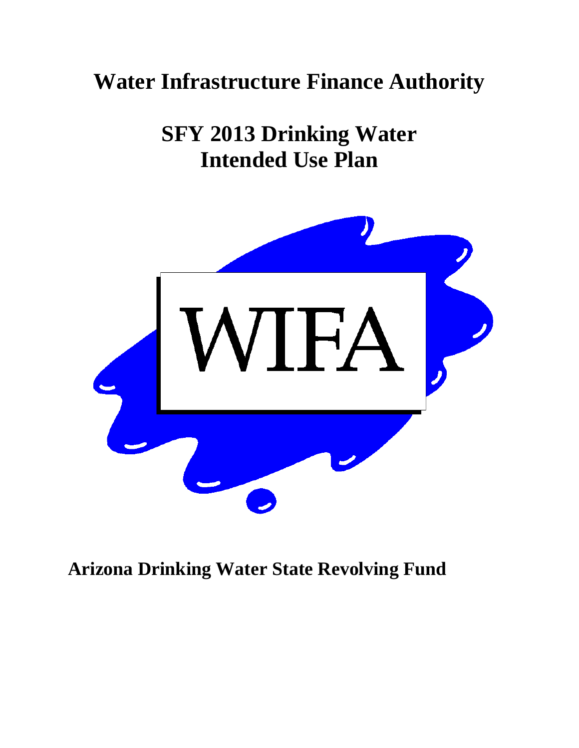# Water Infrastructure Finance Authority

## SFY 2013 Drinking Water Intended Use Plan

WIFA

**Arizona Drinking Water State Revolving Fund**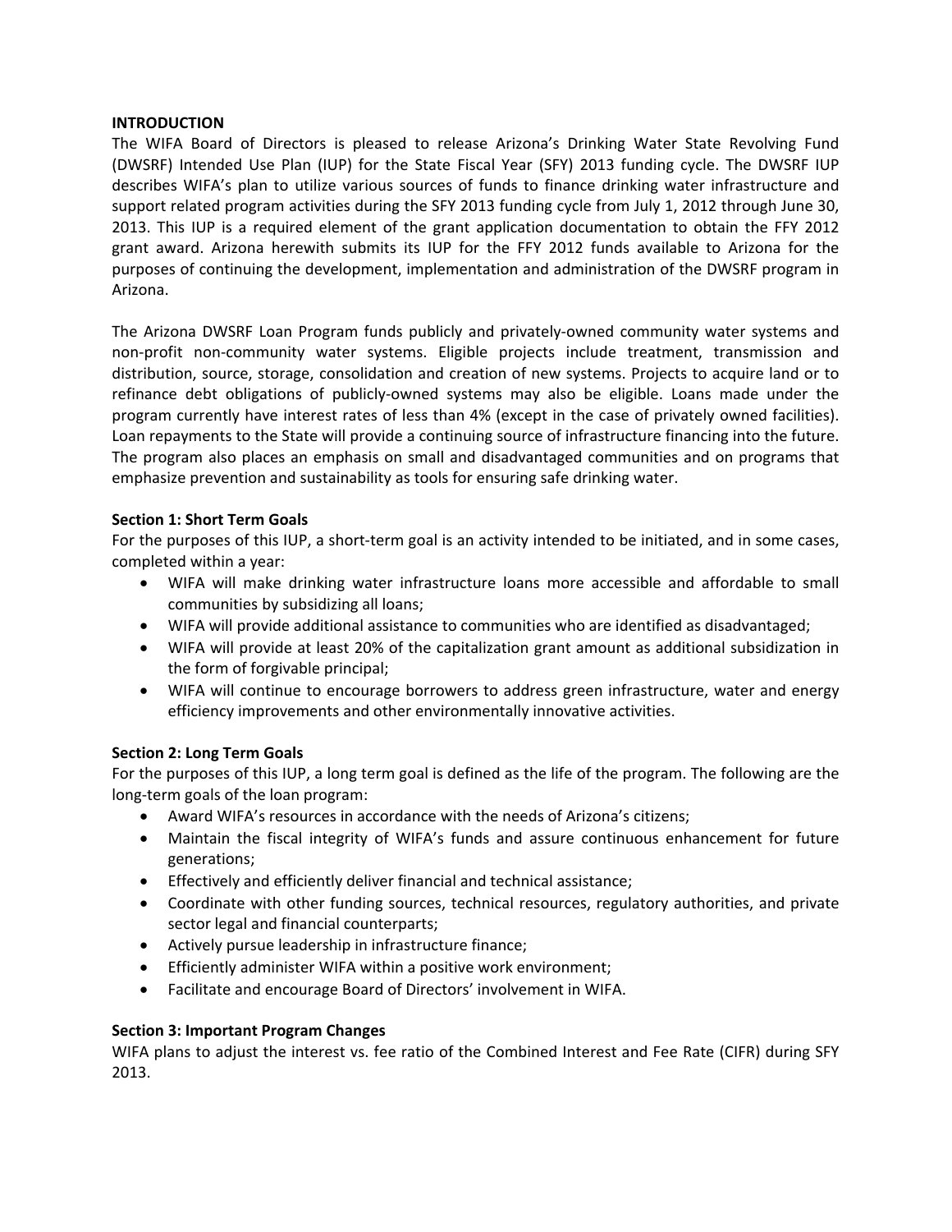## INTRODUCTION

The WIFA Board of Directors is pleased to release Arizona's Drinking Water State Revolving Fund (DWSRF) Intended Use Plan (IUP) for the State Fiscal Year (SFY) 2013 funding cycle. The DWSRF IUP describes WIFA's plan to utilize various sources of funds to finance drinking water infrastructure and support related program activities during the SFY 2013 funding cycle from July 1, 2012 through June 30, 2013. This IUP is a required element of the grant application documentation to obtain the FFY 2012 grant award. Arizona herewith submits its IUP for the FFY 2012 funds available to Arizona for the purposes of continuing the development, implementation and administration of the DWSRF program in Arizona.

The Arizona DWSRF Loan Program funds publicly and privately-owned community water systems and non-profit non-community water systems. Eligible projects include treatment, transmission and distribution, source, storage, consolidation and creation of new systems. Projects to acquire land or to refinance debt obligations of publicly-owned systems may also be eligible. Loans made under the program currently have interest rates of less than 4% (except in the case of privately owned facilities). Loan repayments to the State will provide a continuing source of infrastructure financing into the future. The program also places an emphasis on small and disadvantaged communities and on programs that emphasize prevention and sustainability as tools for ensuring safe drinking water.

### Section 1: Short Term Goals

For the purposes of this IUP, a short-term goal is an activity intended to be initiated, and in some cases, completed within a year:

- WIFA will make drinking water infrastructure loans more accessible and affordable to small communities by subsidizing all loans;
- WIFA will provide additional assistance to communities who are identified as disadvantaged;
- WIFA will provide at least 20% of the capitalization grant amount as additional subsidization in the form of forgivable principal;
- WIFA will continue to encourage borrowers to address green infrastructure, water and energy efficiency improvements and other environmentally innovative activities.

### Section 2: Long Term Goals

For the purposes of this IUP, a long term goal is defined as the life of the program. The following are the long-term goals of the loan program:

- Award WIFA's resources in accordance with the needs of Arizona's citizens;
- Maintain the fiscal integrity of WIFA's funds and assure continuous enhancement for future generations;
- Effectively and efficiently deliver financial and technical assistance;
- Coordinate with other funding sources, technical resources, regulatory authorities, and private sector legal and financial counterparts;
- Actively pursue leadership in infrastructure finance;
- Efficiently administer WIFA within a positive work environment;
- Facilitate and encourage Board of Directors' involvement in WIFA.

### Section 3: Important Program Changes

WIFA plans to adjust the interest vs. fee ratio of the Combined Interest and Fee Rate (CIFR) during SFY 2013.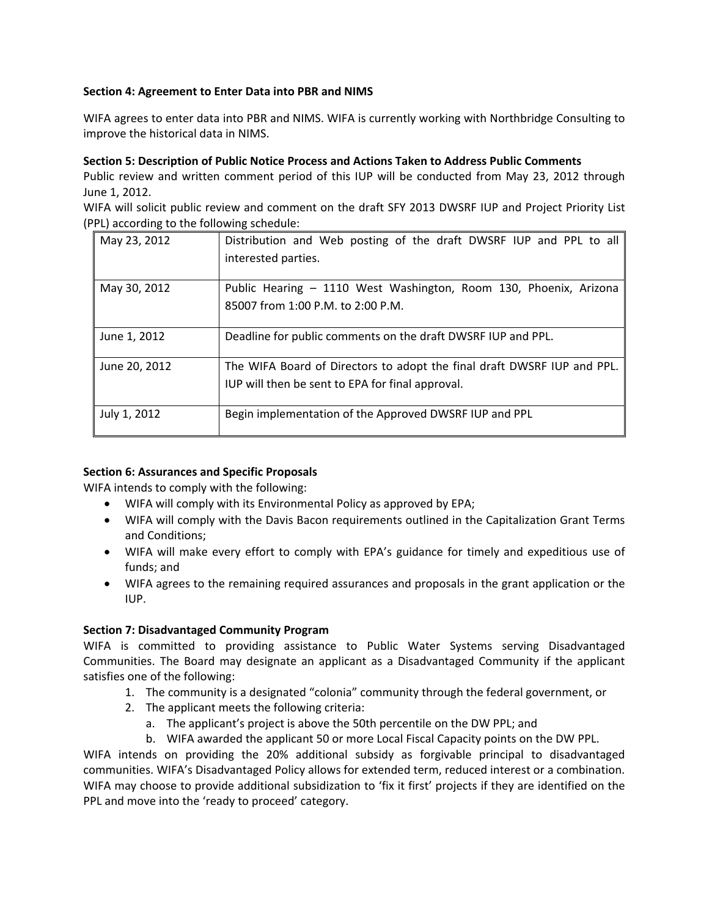**Section 4: Agreement to Enter Data into PBR and NIMS**

WIFA agrees to enter data into PBR and NIMS. WIFA is currently working with Northbridge Consulting to improve the historical data in NIMS.

**Section 5: Description of Public Notice Process and Actions Taken to Address Public Comments**

Public review and written comment period of this IUP will be conducted from May 23, 2012 through June 1, 2012.

WIFA will solicit public review and comment on the draft SFY 2013 DWSRF IUP and Project Priority List (PPL) according to the following schedule:

| | |
|---|---|
| May 23, 2012 | Distribution and Web posting of the draft DWSRF IUP and PPL to all interested parties. |
| May 30, 2012 | Public Hearing – 1110 West Washington, Room 130, Phoenix, Arizona 85007 from 1:00 P.M. to 2:00 P.M. |
| June 1, 2012 | Deadline for public comments on the draft DWSRF IUP and PPL. |
| June 20, 2012 | The WIFA Board of Directors to adopt the final draft DWSRF IUP and PPL. IUP will then be sent to EPA for final approval. |
| July 1, 2012 | Begin implementation of the Approved DWSRF IUP and PPL |

**Section 6: Assurances and Specific Proposals**

WIFA intends to comply with the following:

- WIFA will comply with its Environmental Policy as approved by EPA;
- WIFA will comply with the Davis Bacon requirements outlined in the Capitalization Grant Terms and Conditions;
- WIFA will make every effort to comply with EPA's guidance for timely and expeditious use of funds; and
- WIFA agrees to the remaining required assurances and proposals in the grant application or the IUP.

**Section 7: Disadvantaged Community Program**

WIFA is committed to providing assistance to Public Water Systems serving Disadvantaged Communities. The Board may designate an applicant as a Disadvantaged Community if the applicant satisfies one of the following:

1. The community is a designated "colonia" community through the federal government, or
2. The applicant meets the following criteria:
   a. The applicant's project is above the 50th percentile on the DW PPL; and
   b. WIFA awarded the applicant 50 or more Local Fiscal Capacity points on the DW PPL.

WIFA intends on providing the 20% additional subsidy as forgivable principal to disadvantaged communities. WIFA's Disadvantaged Policy allows for extended term, reduced interest or a combination. WIFA may choose to provide additional subsidization to 'fix it first' projects if they are identified on the PPL and move into the 'ready to proceed' category.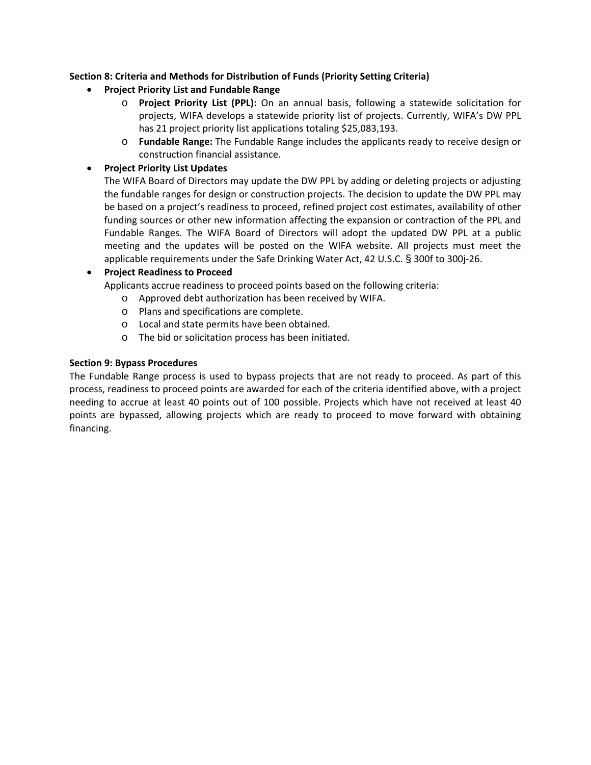**Section 8: Criteria and Methods for Distribution of Funds (Priority Setting Criteria)**

- **Project Priority List and Fundable Range**
  - **Project Priority List (PPL):** On an annual basis, following a statewide solicitation for projects, WIFA develops a statewide priority list of projects. Currently, WIFA's DW PPL has 21 project priority list applications totaling $25,083,193.
  - **Fundable Range:** The Fundable Range includes the applicants ready to receive design or construction financial assistance.
- **Project Priority List Updates**

  The WIFA Board of Directors may update the DW PPL by adding or deleting projects or adjusting the fundable ranges for design or construction projects. The decision to update the DW PPL may be based on a project's readiness to proceed, refined project cost estimates, availability of other funding sources or other new information affecting the expansion or contraction of the PPL and Fundable Ranges. The WIFA Board of Directors will adopt the updated DW PPL at a public meeting and the updates will be posted on the WIFA website. All projects must meet the applicable requirements under the Safe Drinking Water Act, 42 U.S.C. § 300f to 300j-26.
- **Project Readiness to Proceed**

  Applicants accrue readiness to proceed points based on the following criteria:
  - Approved debt authorization has been received by WIFA.
  - Plans and specifications are complete.
  - Local and state permits have been obtained.
  - The bid or solicitation process has been initiated.

**Section 9: Bypass Procedures**

The Fundable Range process is used to bypass projects that are not ready to proceed. As part of this process, readiness to proceed points are awarded for each of the criteria identified above, with a project needing to accrue at least 40 points out of 100 possible. Projects which have not received at least 40 points are bypassed, allowing projects which are ready to proceed to move forward with obtaining financing.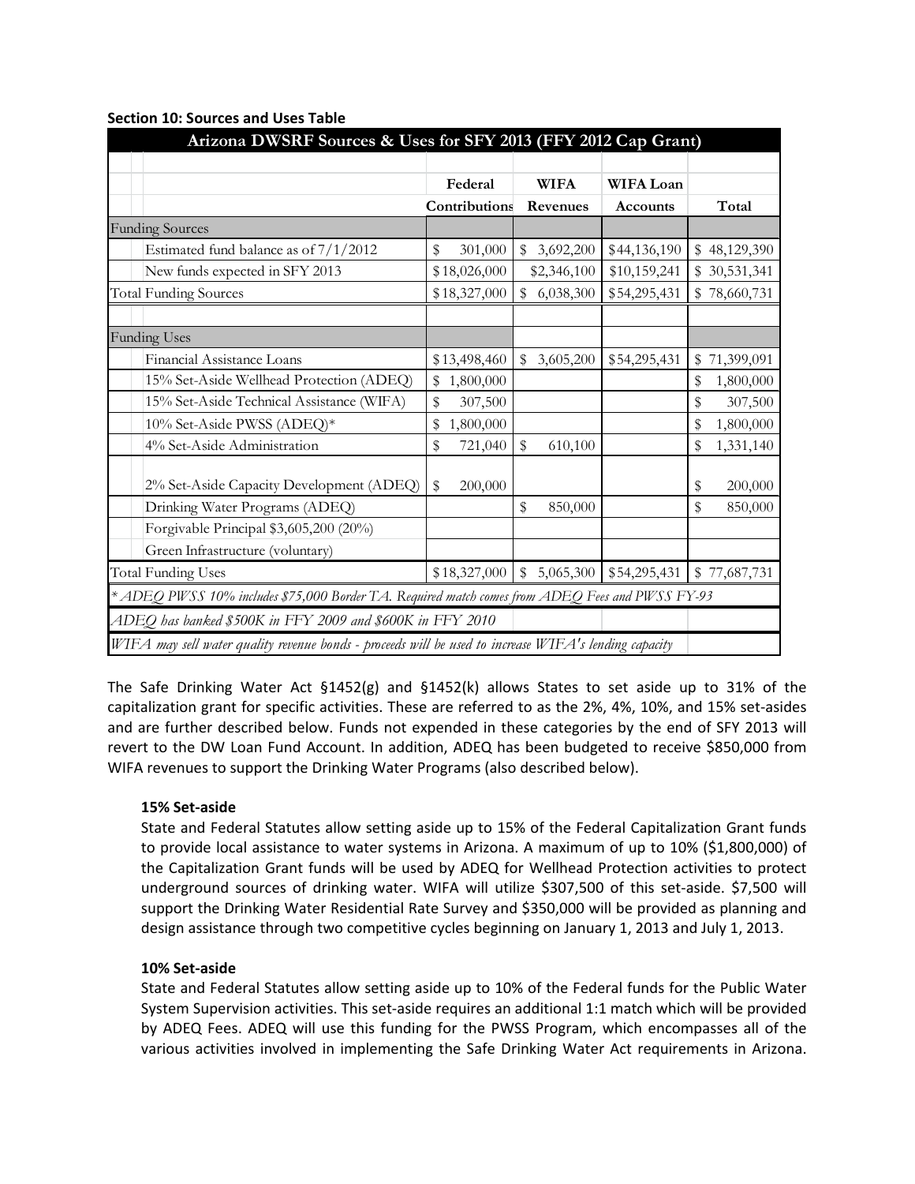**Section 10: Sources and Uses Table**

| Arizona DWSRF Sources & Uses for SFY 2013 (FFY 2012 Cap Grant) | | | | |
|---|---|---|---|---|
| | Federal Contributions | WIFA Revenues | WIFA Loan Accounts | Total |
| Funding Sources | | | | |
| Estimated fund balance as of 7/1/2012 | $ 301,000 | $ 3,692,200 | $44,136,190 | $ 48,129,390 |
| New funds expected in SFY 2013 | $18,026,000 | $2,346,100 | $10,159,241 | $ 30,531,341 |
| Total Funding Sources | $18,327,000 | $ 6,038,300 | $54,295,431 | $ 78,660,731 |
| | | | | |
| Funding Uses | | | | |
| Financial Assistance Loans | $13,498,460 | $ 3,605,200 | $54,295,431 | $ 71,399,091 |
| 15% Set-Aside Wellhead Protection (ADEQ) | $ 1,800,000 | | | $ 1,800,000 |
| 15% Set-Aside Technical Assistance (WIFA) | $ 307,500 | | | $ 307,500 |
| 10% Set-Aside PWSS (ADEQ)* | $ 1,800,000 | | | $ 1,800,000 |
| 4% Set-Aside Administration | $ 721,040 | $ 610,100 | | $ 1,331,140 |
| 2% Set-Aside Capacity Development (ADEQ) | $ 200,000 | | | $ 200,000 |
| Drinking Water Programs (ADEQ) | | $ 850,000 | | $ 850,000 |
| Forgivable Principal $3,605,200 (20%) | | | | |
| Green Infrastructure (voluntary) | | | | |
| Total Funding Uses | $18,327,000 | $ 5,065,300 | $54,295,431 | $ 77,687,731 |

*\* ADEQ PWSS 10% includes $75,000 Border TA. Required match comes from ADEQ Fees and PWSS FY-93*

*ADEQ has banked $500K in FFY 2009 and $600K in FFY 2010*

*WIFA may sell water quality revenue bonds - proceeds will be used to increase WIFA's lending capacity*

The Safe Drinking Water Act §1452(g) and §1452(k) allows States to set aside up to 31% of the capitalization grant for specific activities. These are referred to as the 2%, 4%, 10%, and 15% set-asides and are further described below. Funds not expended in these categories by the end of SFY 2013 will revert to the DW Loan Fund Account. In addition, ADEQ has been budgeted to receive $850,000 from WIFA revenues to support the Drinking Water Programs (also described below).

**15% Set-aside**

State and Federal Statutes allow setting aside up to 15% of the Federal Capitalization Grant funds to provide local assistance to water systems in Arizona. A maximum of up to 10% ($1,800,000) of the Capitalization Grant funds will be used by ADEQ for Wellhead Protection activities to protect underground sources of drinking water. WIFA will utilize $307,500 of this set-aside. $7,500 will support the Drinking Water Residential Rate Survey and $350,000 will be provided as planning and design assistance through two competitive cycles beginning on January 1, 2013 and July 1, 2013.

**10% Set-aside**

State and Federal Statutes allow setting aside up to 10% of the Federal funds for the Public Water System Supervision activities. This set-aside requires an additional 1:1 match which will be provided by ADEQ Fees. ADEQ will use this funding for the PWSS Program, which encompasses all of the various activities involved in implementing the Safe Drinking Water Act requirements in Arizona.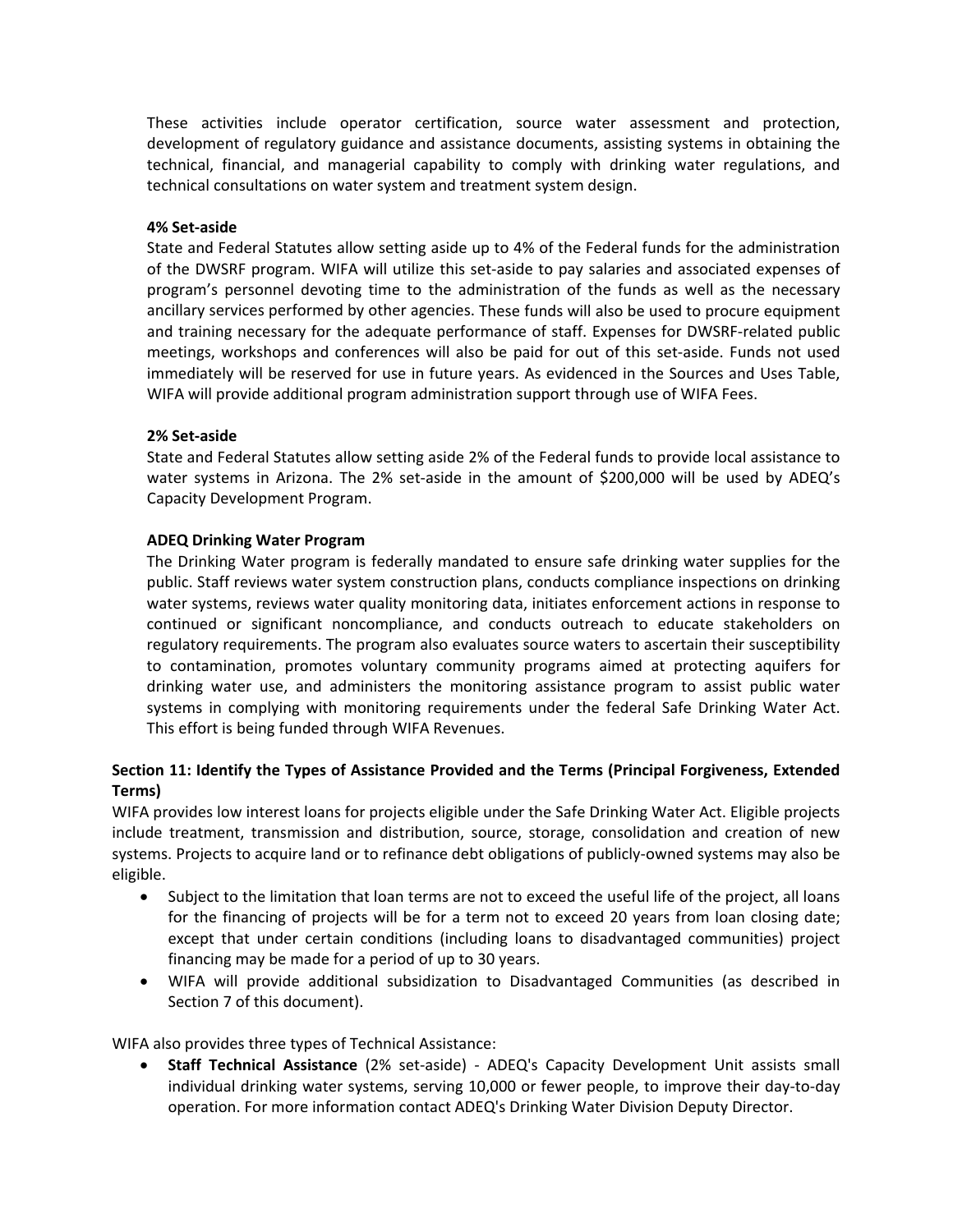These activities include operator certification, source water assessment and protection, development of regulatory guidance and assistance documents, assisting systems in obtaining the technical, financial, and managerial capability to comply with drinking water regulations, and technical consultations on water system and treatment system design.

**4% Set-aside**

State and Federal Statutes allow setting aside up to 4% of the Federal funds for the administration of the DWSRF program. WIFA will utilize this set-aside to pay salaries and associated expenses of program's personnel devoting time to the administration of the funds as well as the necessary ancillary services performed by other agencies. These funds will also be used to procure equipment and training necessary for the adequate performance of staff. Expenses for DWSRF-related public meetings, workshops and conferences will also be paid for out of this set-aside. Funds not used immediately will be reserved for use in future years. As evidenced in the Sources and Uses Table, WIFA will provide additional program administration support through use of WIFA Fees.

**2% Set-aside**

State and Federal Statutes allow setting aside 2% of the Federal funds to provide local assistance to water systems in Arizona. The 2% set-aside in the amount of $200,000 will be used by ADEQ's Capacity Development Program.

**ADEQ Drinking Water Program**

The Drinking Water program is federally mandated to ensure safe drinking water supplies for the public. Staff reviews water system construction plans, conducts compliance inspections on drinking water systems, reviews water quality monitoring data, initiates enforcement actions in response to continued or significant noncompliance, and conducts outreach to educate stakeholders on regulatory requirements. The program also evaluates source waters to ascertain their susceptibility to contamination, promotes voluntary community programs aimed at protecting aquifers for drinking water use, and administers the monitoring assistance program to assist public water systems in complying with monitoring requirements under the federal Safe Drinking Water Act. This effort is being funded through WIFA Revenues.

## Section 11: Identify the Types of Assistance Provided and the Terms (Principal Forgiveness, Extended Terms)

WIFA provides low interest loans for projects eligible under the Safe Drinking Water Act. Eligible projects include treatment, transmission and distribution, source, storage, consolidation and creation of new systems. Projects to acquire land or to refinance debt obligations of publicly-owned systems may also be eligible.

- Subject to the limitation that loan terms are not to exceed the useful life of the project, all loans for the financing of projects will be for a term not to exceed 20 years from loan closing date; except that under certain conditions (including loans to disadvantaged communities) project financing may be made for a period of up to 30 years.
- WIFA will provide additional subsidization to Disadvantaged Communities (as described in Section 7 of this document).

WIFA also provides three types of Technical Assistance:

- **Staff Technical Assistance** (2% set-aside) - ADEQ's Capacity Development Unit assists small individual drinking water systems, serving 10,000 or fewer people, to improve their day-to-day operation. For more information contact ADEQ's Drinking Water Division Deputy Director.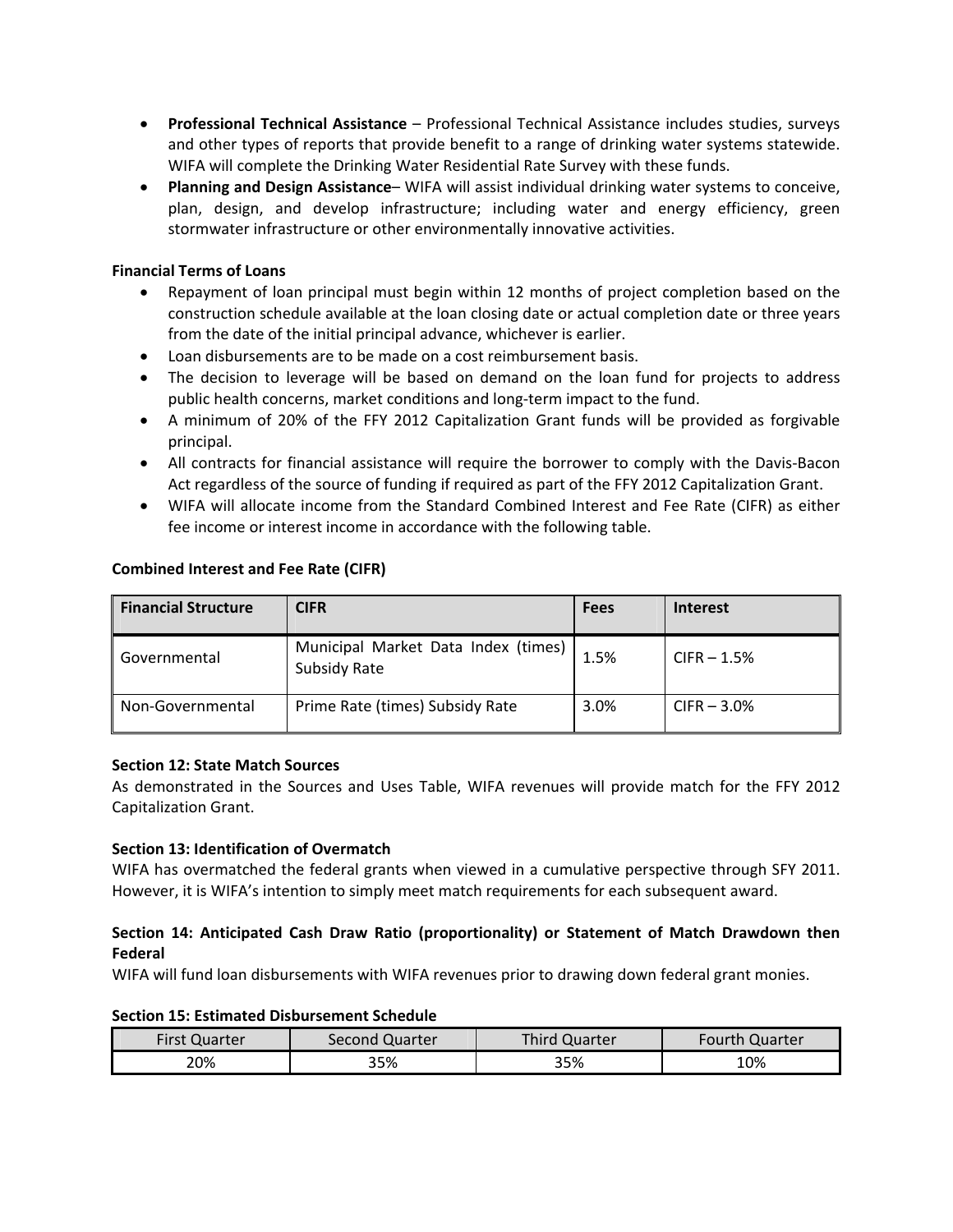- **Professional Technical Assistance** – Professional Technical Assistance includes studies, surveys and other types of reports that provide benefit to a range of drinking water systems statewide. WIFA will complete the Drinking Water Residential Rate Survey with these funds.
- **Planning and Design Assistance**– WIFA will assist individual drinking water systems to conceive, plan, design, and develop infrastructure; including water and energy efficiency, green stormwater infrastructure or other environmentally innovative activities.

**Financial Terms of Loans**

- Repayment of loan principal must begin within 12 months of project completion based on the construction schedule available at the loan closing date or actual completion date or three years from the date of the initial principal advance, whichever is earlier.
- Loan disbursements are to be made on a cost reimbursement basis.
- The decision to leverage will be based on demand on the loan fund for projects to address public health concerns, market conditions and long-term impact to the fund.
- A minimum of 20% of the FFY 2012 Capitalization Grant funds will be provided as forgivable principal.
- All contracts for financial assistance will require the borrower to comply with the Davis-Bacon Act regardless of the source of funding if required as part of the FFY 2012 Capitalization Grant.
- WIFA will allocate income from the Standard Combined Interest and Fee Rate (CIFR) as either fee income or interest income in accordance with the following table.

**Combined Interest and Fee Rate (CIFR)**

| Financial Structure | CIFR | Fees | Interest |
| --- | --- | --- | --- |
| Governmental | Municipal Market Data Index (times) Subsidy Rate | 1.5% | CIFR – 1.5% |
| Non-Governmental | Prime Rate (times) Subsidy Rate | 3.0% | CIFR – 3.0% |

**Section 12: State Match Sources**

As demonstrated in the Sources and Uses Table, WIFA revenues will provide match for the FFY 2012 Capitalization Grant.

**Section 13: Identification of Overmatch**

WIFA has overmatched the federal grants when viewed in a cumulative perspective through SFY 2011. However, it is WIFA's intention to simply meet match requirements for each subsequent award.

**Section 14: Anticipated Cash Draw Ratio (proportionality) or Statement of Match Drawdown then Federal**

WIFA will fund loan disbursements with WIFA revenues prior to drawing down federal grant monies.

**Section 15: Estimated Disbursement Schedule**

| First Quarter | Second Quarter | Third Quarter | Fourth Quarter |
| --- | --- | --- | --- |
| 20% | 35% | 35% | 10% |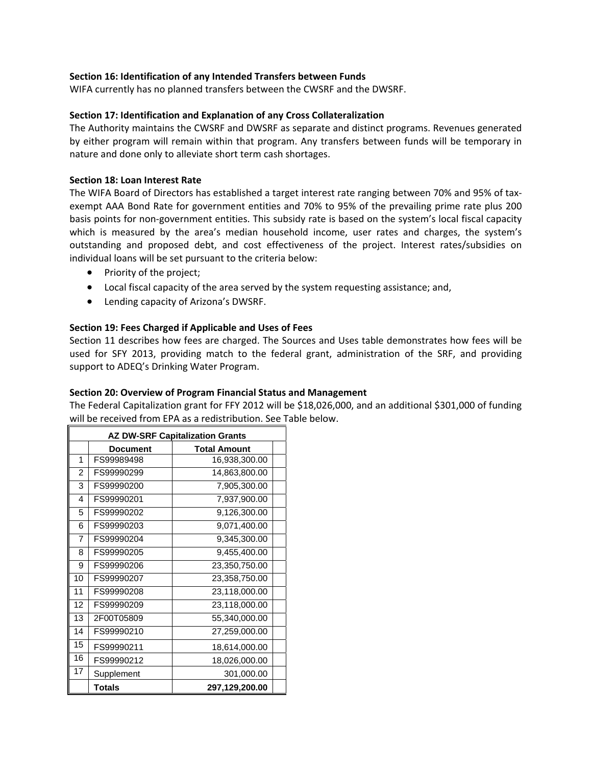### Section 16: Identification of any Intended Transfers between Funds

WIFA currently has no planned transfers between the CWSRF and the DWSRF.

### Section 17: Identification and Explanation of any Cross Collateralization

The Authority maintains the CWSRF and DWSRF as separate and distinct programs. Revenues generated by either program will remain within that program. Any transfers between funds will be temporary in nature and done only to alleviate short term cash shortages.

### Section 18: Loan Interest Rate

The WIFA Board of Directors has established a target interest rate ranging between 70% and 95% of tax-exempt AAA Bond Rate for government entities and 70% to 95% of the prevailing prime rate plus 200 basis points for non-government entities. This subsidy rate is based on the system's local fiscal capacity which is measured by the area's median household income, user rates and charges, the system's outstanding and proposed debt, and cost effectiveness of the project. Interest rates/subsidies on individual loans will be set pursuant to the criteria below:

- Priority of the project;
- Local fiscal capacity of the area served by the system requesting assistance; and,
- Lending capacity of Arizona's DWSRF.

### Section 19: Fees Charged if Applicable and Uses of Fees

Section 11 describes how fees are charged. The Sources and Uses table demonstrates how fees will be used for SFY 2013, providing match to the federal grant, administration of the SRF, and providing support to ADEQ's Drinking Water Program.

### Section 20: Overview of Program Financial Status and Management

The Federal Capitalization grant for FFY 2012 will be $18,026,000, and an additional $301,000 of funding will be received from EPA as a redistribution. See Table below.

| AZ DW-SRF Capitalization Grants | | |
|---|---|---|
| | **Document** | **Total Amount** |
| 1 | FS99989498 | 16,938,300.00 |
| 2 | FS99990299 | 14,863,800.00 |
| 3 | FS99990200 | 7,905,300.00 |
| 4 | FS99990201 | 7,937,900.00 |
| 5 | FS99990202 | 9,126,300.00 |
| 6 | FS99990203 | 9,071,400.00 |
| 7 | FS99990204 | 9,345,300.00 |
| 8 | FS99990205 | 9,455,400.00 |
| 9 | FS99990206 | 23,350,750.00 |
| 10 | FS99990207 | 23,358,750.00 |
| 11 | FS99990208 | 23,118,000.00 |
| 12 | FS99990209 | 23,118,000.00 |
| 13 | 2F00T05809 | 55,340,000.00 |
| 14 | FS99990210 | 27,259,000.00 |
| 15 | FS99990211 | 18,614,000.00 |
| 16 | FS99990212 | 18,026,000.00 |
| 17 | Supplement | 301,000.00 |
| | **Totals** | **297,129,200.00** |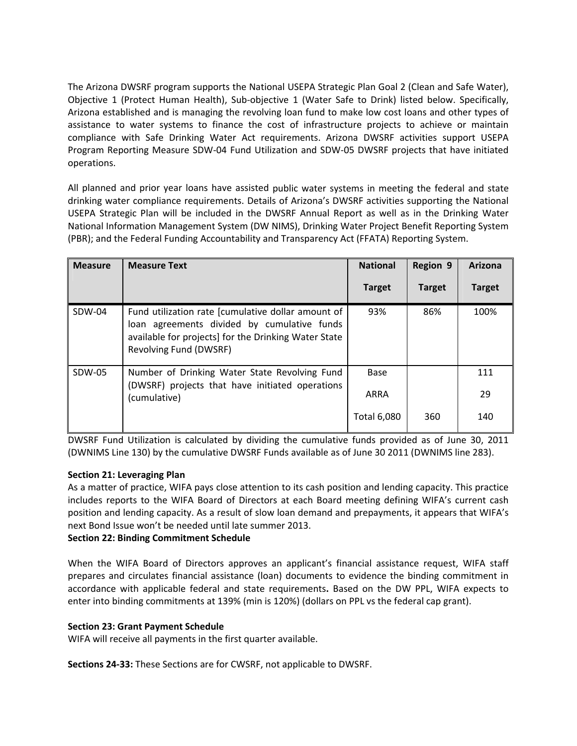The Arizona DWSRF program supports the National USEPA Strategic Plan Goal 2 (Clean and Safe Water), Objective 1 (Protect Human Health), Sub-objective 1 (Water Safe to Drink) listed below. Specifically, Arizona established and is managing the revolving loan fund to make low cost loans and other types of assistance to water systems to finance the cost of infrastructure projects to achieve or maintain compliance with Safe Drinking Water Act requirements. Arizona DWSRF activities support USEPA Program Reporting Measure SDW-04 Fund Utilization and SDW-05 DWSRF projects that have initiated operations.

All planned and prior year loans have assisted public water systems in meeting the federal and state drinking water compliance requirements. Details of Arizona's DWSRF activities supporting the National USEPA Strategic Plan will be included in the DWSRF Annual Report as well as in the Drinking Water National Information Management System (DW NIMS), Drinking Water Project Benefit Reporting System (PBR); and the Federal Funding Accountability and Transparency Act (FFATA) Reporting System.

| Measure | Measure Text | National Target | Region 9 Target | Arizona Target |
|---|---|---|---|---|
| SDW-04 | Fund utilization rate [cumulative dollar amount of loan agreements divided by cumulative funds available for projects] for the Drinking Water State Revolving Fund (DWSRF) | 93% | 86% | 100% |
| SDW-05 | Number of Drinking Water State Revolving Fund (DWSRF) projects that have initiated operations (cumulative) | Base | | 111 |
| | | ARRA | | 29 |
| | | Total 6,080 | 360 | 140 |

DWSRF Fund Utilization is calculated by dividing the cumulative funds provided as of June 30, 2011 (DWNIMS Line 130) by the cumulative DWSRF Funds available as of June 30 2011 (DWNIMS line 283).

**Section 21: Leveraging Plan**

As a matter of practice, WIFA pays close attention to its cash position and lending capacity. This practice includes reports to the WIFA Board of Directors at each Board meeting defining WIFA's current cash position and lending capacity. As a result of slow loan demand and prepayments, it appears that WIFA's next Bond Issue won't be needed until late summer 2013.

**Section 22: Binding Commitment Schedule**

When the WIFA Board of Directors approves an applicant's financial assistance request, WIFA staff prepares and circulates financial assistance (loan) documents to evidence the binding commitment in accordance with applicable federal and state requirements**.** Based on the DW PPL, WIFA expects to enter into binding commitments at 139% (min is 120%) (dollars on PPL vs the federal cap grant).

**Section 23: Grant Payment Schedule**

WIFA will receive all payments in the first quarter available.

**Sections 24-33:** These Sections are for CWSRF, not applicable to DWSRF.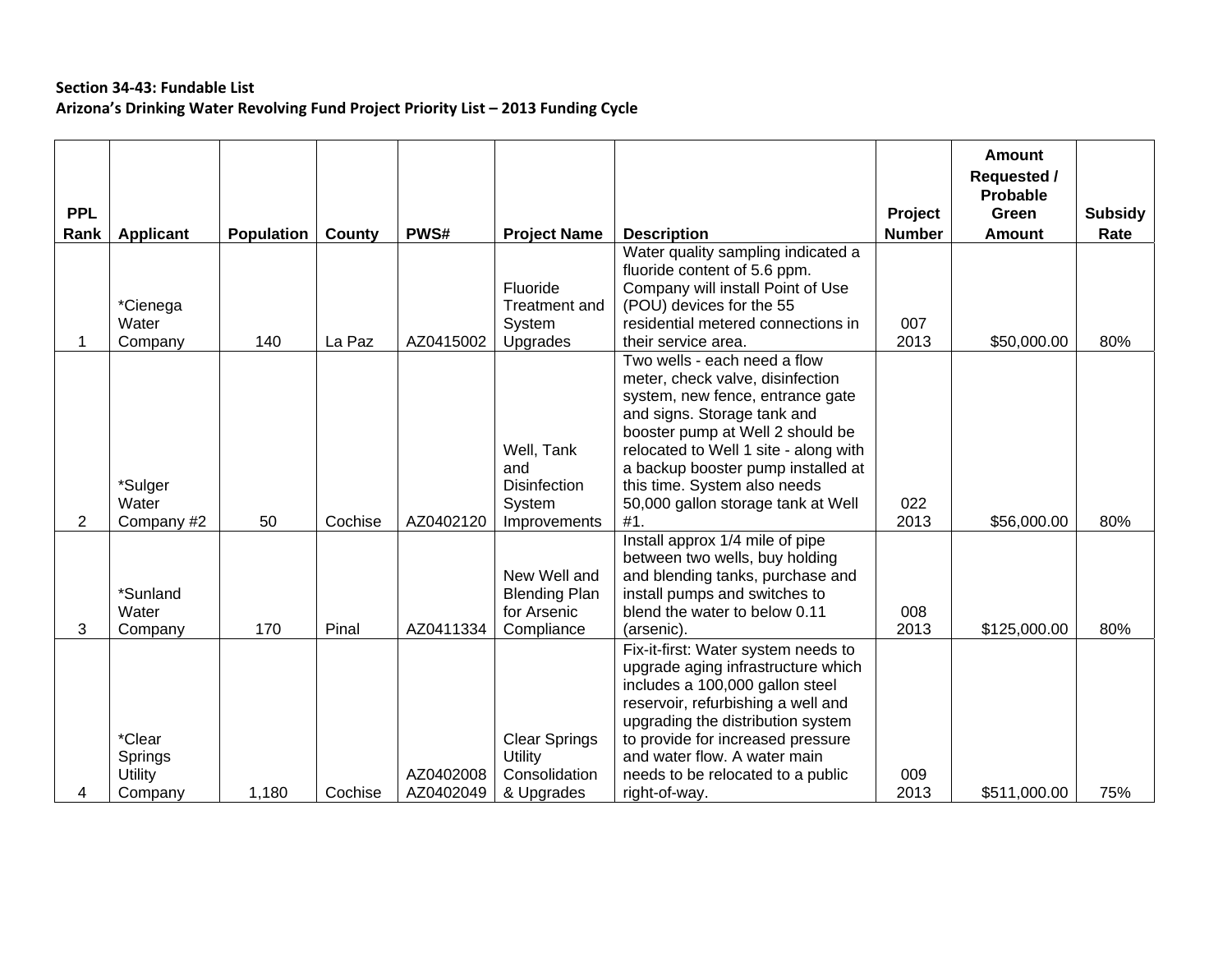**Section 34-43: Fundable List**
**Arizona's Drinking Water Revolving Fund Project Priority List – 2013 Funding Cycle**

| PPL Rank | Applicant | Population | County | PWS# | Project Name | Description | Project Number | Amount Requested / Probable Green Amount | Subsidy Rate |
|---|---|---|---|---|---|---|---|---|---|
| 1 | *Cienega Water Company | 140 | La Paz | AZ0415002 | Fluoride Treatment and System Upgrades | Water quality sampling indicated a fluoride content of 5.6 ppm. Company will install Point of Use (POU) devices for the 55 residential metered connections in their service area. | 007 2013 | $50,000.00 | 80% |
| 2 | *Sulger Water Company #2 | 50 | Cochise | AZ0402120 | Well, Tank and Disinfection System Improvements | Two wells - each need a flow meter, check valve, disinfection system, new fence, entrance gate and signs. Storage tank and booster pump at Well 2 should be relocated to Well 1 site - along with a backup booster pump installed at this time. System also needs 50,000 gallon storage tank at Well #1. | 022 2013 | $56,000.00 | 80% |
| 3 | *Sunland Water Company | 170 | Pinal | AZ0411334 | New Well and Blending Plan for Arsenic Compliance | Install approx 1/4 mile of pipe between two wells, buy holding and blending tanks, purchase and install pumps and switches to blend the water to below 0.11 (arsenic). | 008 2013 | $125,000.00 | 80% |
| 4 | *Clear Springs Utility Company | 1,180 | Cochise | AZ0402008 AZ0402049 | Clear Springs Utility Consolidation & Upgrades | Fix-it-first: Water system needs to upgrade aging infrastructure which includes a 100,000 gallon steel reservoir, refurbishing a well and upgrading the distribution system to provide for increased pressure and water flow. A water main needs to be relocated to a public right-of-way. | 009 2013 | $511,000.00 | 75% |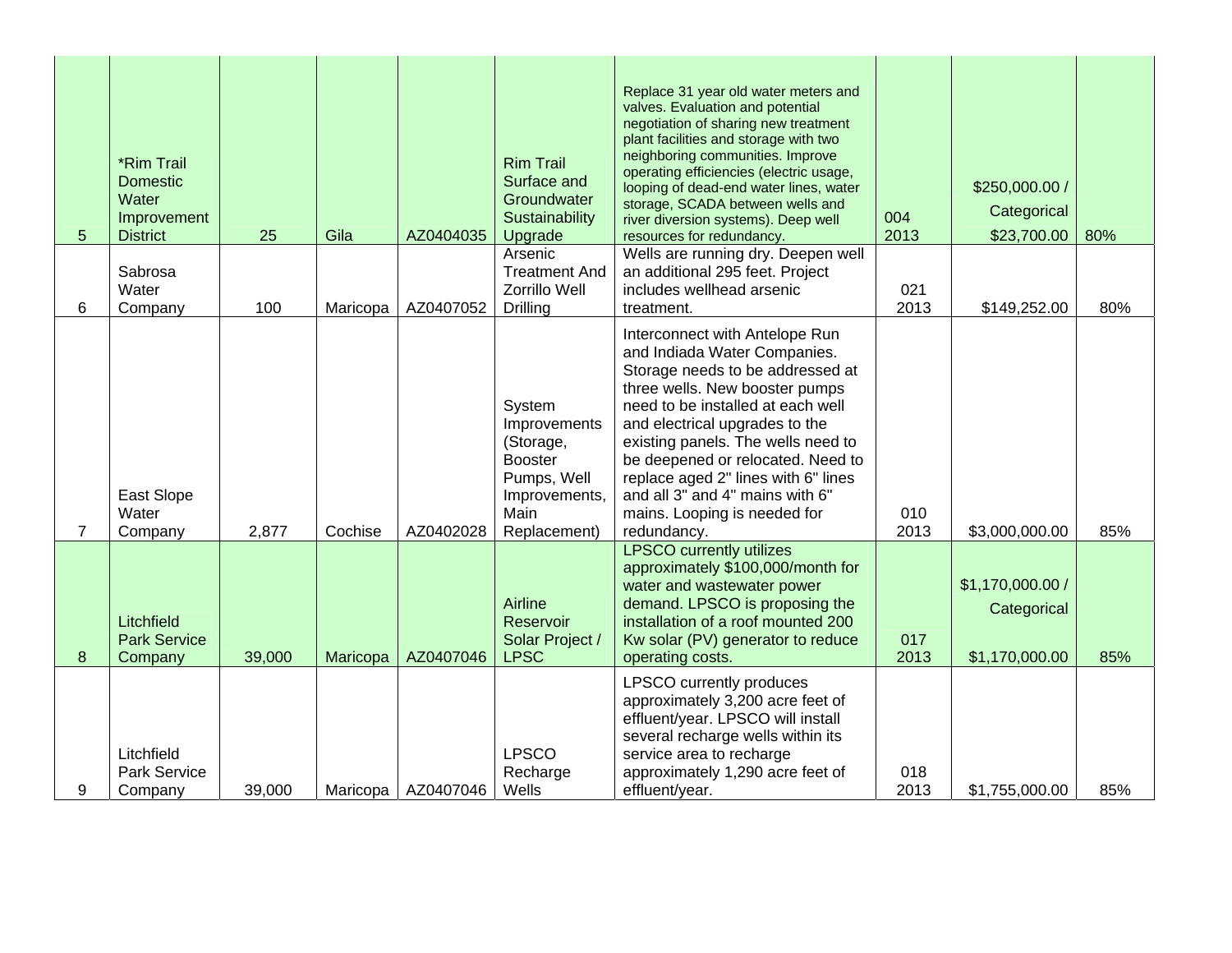| | | | | | | | | | |
|---|---|---|---|---|---|---|---|---|---|
| 5 | *Rim Trail Domestic Water Improvement District | 25 | Gila | AZ0404035 | Rim Trail Surface and Groundwater Sustainability Upgrade | Replace 31 year old water meters and valves. Evaluation and potential negotiation of sharing new treatment plant facilities and storage with two neighboring communities. Improve operating efficiencies (electric usage, looping of dead-end water lines, water storage, SCADA between wells and river diversion systems). Deep well resources for redundancy. | 004 2013 | $250,000.00 / Categorical $23,700.00 | 80% |
| 6 | Sabrosa Water Company | 100 | Maricopa | AZ0407052 | Arsenic Treatment And Zorrillo Well Drilling | Wells are running dry. Deepen well an additional 295 feet. Project includes wellhead arsenic treatment. | 021 2013 | $149,252.00 | 80% |
| 7 | East Slope Water Company | 2,877 | Cochise | AZ0402028 | System Improvements (Storage, Booster Pumps, Well Improvements, Main Replacement) | Interconnect with Antelope Run and Indiada Water Companies. Storage needs to be addressed at three wells. New booster pumps need to be installed at each well and electrical upgrades to the existing panels. The wells need to be deepened or relocated. Need to replace aged 2" lines with 6" lines and all 3" and 4" mains with 6" mains. Looping is needed for redundancy. | 010 2013 | $3,000,000.00 | 85% |
| 8 | Litchfield Park Service Company | 39,000 | Maricopa | AZ0407046 | Airline Reservoir Solar Project / LPSC | LPSCO currently utilizes approximately $100,000/month for water and wastewater power demand. LPSCO is proposing the installation of a roof mounted 200 Kw solar (PV) generator to reduce operating costs. | 017 2013 | $1,170,000.00 / Categorical $1,170,000.00 | 85% |
| 9 | Litchfield Park Service Company | 39,000 | Maricopa | AZ0407046 | LPSCO Recharge Wells | LPSCO currently produces approximately 3,200 acre feet of effluent/year. LPSCO will install several recharge wells within its service area to recharge approximately 1,290 acre feet of effluent/year. | 018 2013 | $1,755,000.00 | 85% |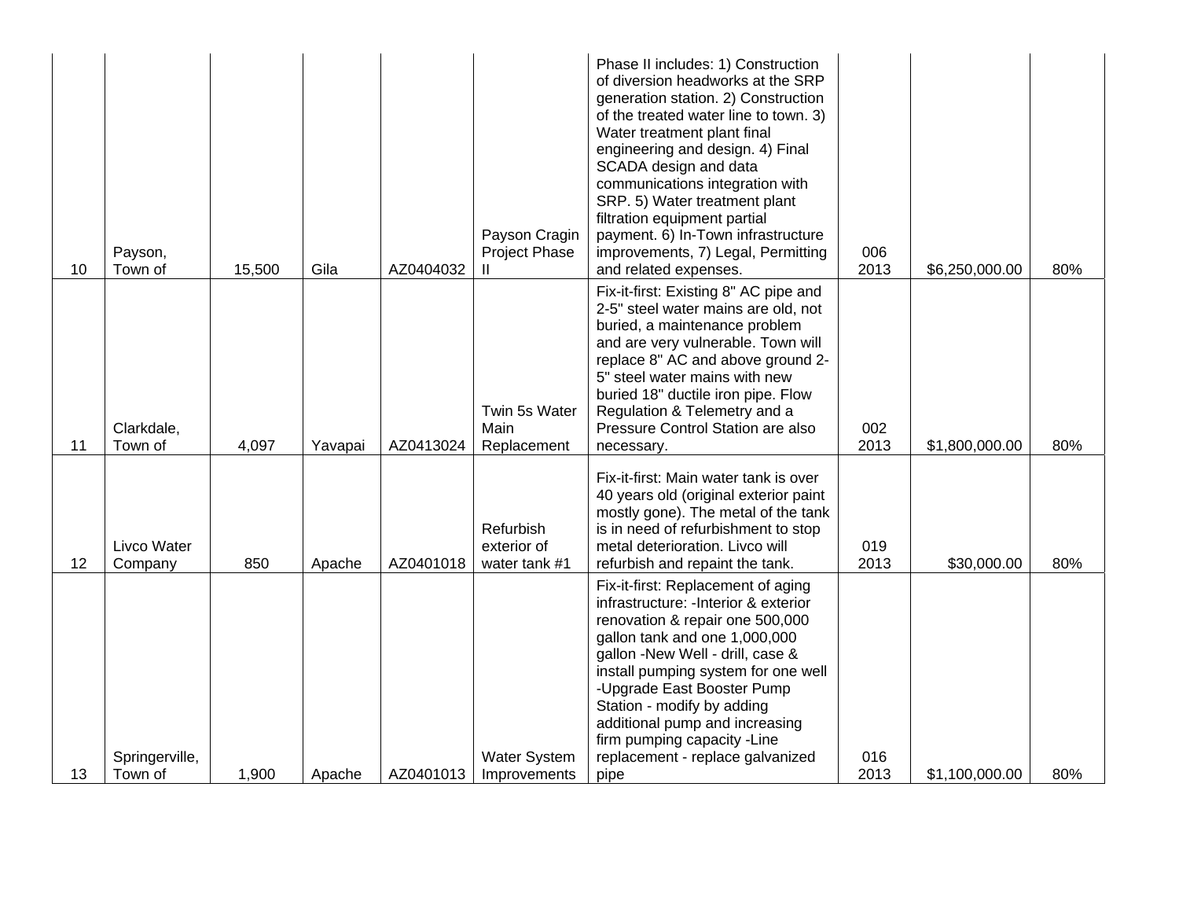| | | | | | | | | | |
|---|---|---|---|---|---|---|---|---|---|
| 10 | Payson, Town of | 15,500 | Gila | AZ0404032 | Payson Cragin Project Phase II | Phase II includes: 1) Construction of diversion headworks at the SRP generation station. 2) Construction of the treated water line to town. 3) Water treatment plant final engineering and design. 4) Final SCADA design and data communications integration with SRP. 5) Water treatment plant filtration equipment partial payment. 6) In-Town infrastructure improvements, 7) Legal, Permitting and related expenses. | 006 2013 | $6,250,000.00 | 80% |
| 11 | Clarkdale, Town of | 4,097 | Yavapai | AZ0413024 | Twin 5s Water Main Replacement | Fix-it-first: Existing 8" AC pipe and 2-5" steel water mains are old, not buried, a maintenance problem and are very vulnerable. Town will replace 8" AC and above ground 2-5" steel water mains with new buried 18" ductile iron pipe. Flow Regulation & Telemetry and a Pressure Control Station are also necessary. | 002 2013 | $1,800,000.00 | 80% |
| 12 | Livco Water Company | 850 | Apache | AZ0401018 | Refurbish exterior of water tank #1 | Fix-it-first: Main water tank is over 40 years old (original exterior paint mostly gone). The metal of the tank is in need of refurbishment to stop metal deterioration. Livco will refurbish and repaint the tank. | 019 2013 | $30,000.00 | 80% |
| 13 | Springerville, Town of | 1,900 | Apache | AZ0401013 | Water System Improvements | Fix-it-first: Replacement of aging infrastructure: -Interior & exterior renovation & repair one 500,000 gallon tank and one 1,000,000 gallon -New Well - drill, case & install pumping system for one well -Upgrade East Booster Pump Station - modify by adding additional pump and increasing firm pumping capacity -Line replacement - replace galvanized pipe | 016 2013 | $1,100,000.00 | 80% |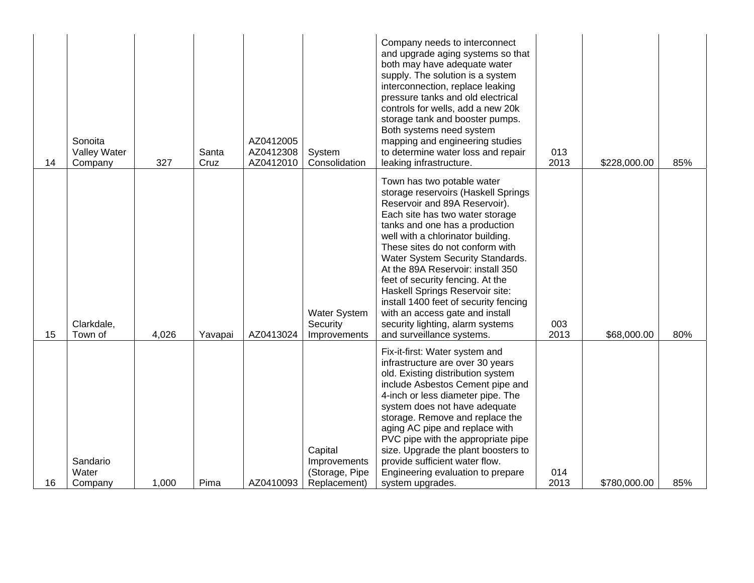| | | | | | | | | | |
|---|---|---|---|---|---|---|---|---|---|
| 14 | Sonoita Valley Water Company | 327 | Santa Cruz | AZ0412005 AZ0412308 AZ0412010 | System Consolidation | Company needs to interconnect and upgrade aging systems so that both may have adequate water supply. The solution is a system interconnection, replace leaking pressure tanks and old electrical controls for wells, add a new 20k storage tank and booster pumps. Both systems need system mapping and engineering studies to determine water loss and repair leaking infrastructure. | 013 2013 | $228,000.00 | 85% |
| 15 | Clarkdale, Town of | 4,026 | Yavapai | AZ0413024 | Water System Security Improvements | Town has two potable water storage reservoirs (Haskell Springs Reservoir and 89A Reservoir). Each site has two water storage tanks and one has a production well with a chlorinator building. These sites do not conform with Water System Security Standards. At the 89A Reservoir: install 350 feet of security fencing. At the Haskell Springs Reservoir site: install 1400 feet of security fencing with an access gate and install security lighting, alarm systems and surveillance systems. | 003 2013 | $68,000.00 | 80% |
| 16 | Sandario Water Company | 1,000 | Pima | AZ0410093 | Capital Improvements (Storage, Pipe Replacement) | Fix-it-first: Water system and infrastructure are over 30 years old. Existing distribution system include Asbestos Cement pipe and 4-inch or less diameter pipe. The system does not have adequate storage. Remove and replace the aging AC pipe and replace with PVC pipe with the appropriate pipe size. Upgrade the plant boosters to provide sufficient water flow. Engineering evaluation to prepare system upgrades. | 014 2013 | $780,000.00 | 85% |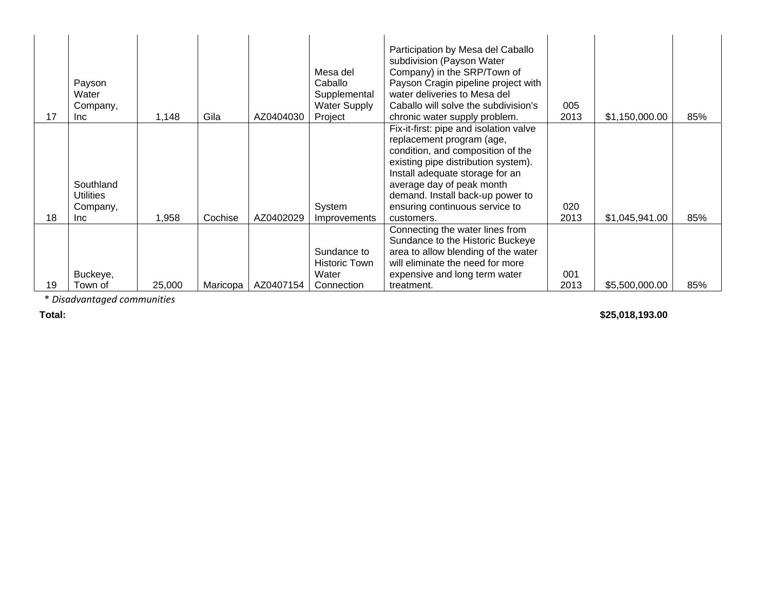| | | | | | | | | | |
|---|---|---|---|---|---|---|---|---|---|
| 17 | Payson Water Company, Inc | 1,148 | Gila | AZ0404030 | Mesa del Caballo Supplemental Water Supply Project | Participation by Mesa del Caballo subdivision (Payson Water Company) in the SRP/Town of Payson Cragin pipeline project with water deliveries to Mesa del Caballo will solve the subdivision's chronic water supply problem. | 005 2013 | $1,150,000.00 | 85% |
| 18 | Southland Utilities Company, Inc | 1,958 | Cochise | AZ0402029 | System Improvements | Fix-it-first: pipe and isolation valve replacement program (age, condition, and composition of the existing pipe distribution system). Install adequate storage for an average day of peak month demand. Install back-up power to ensuring continuous service to customers. | 020 2013 | $1,045,941.00 | 85% |
| 19 | Buckeye, Town of | 25,000 | Maricopa | AZ0407154 | Sundance to Historic Town Water Connection | Connecting the water lines from Sundance to the Historic Buckeye area to allow blending of the water will eliminate the need for more expensive and long term water treatment. | 001 2013 | $5,500,000.00 | 85% |

* *Disadvantaged communities*

**Total:** **$25,018,193.00**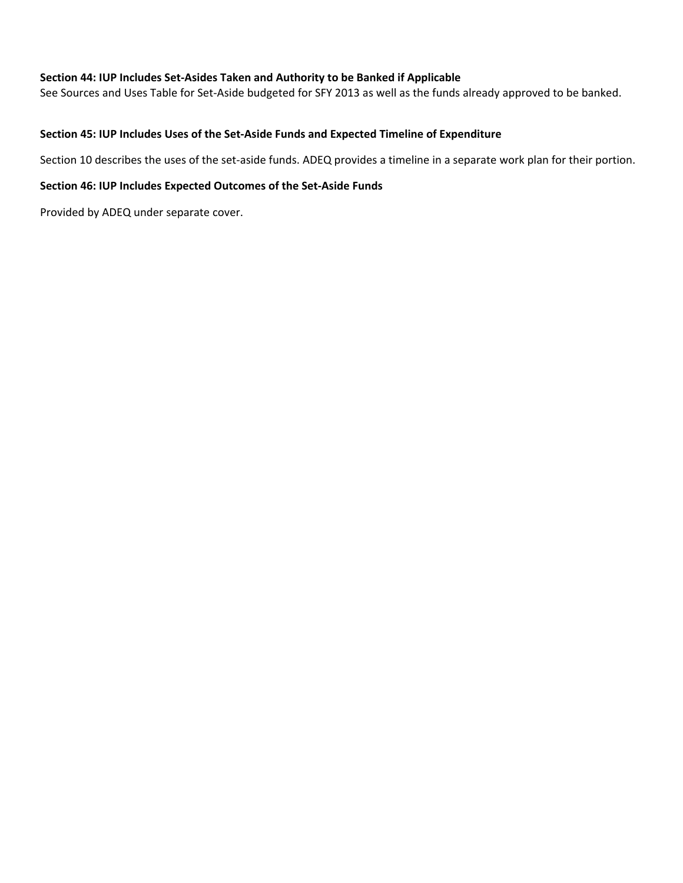**Section 44: IUP Includes Set-Asides Taken and Authority to be Banked if Applicable**

See Sources and Uses Table for Set-Aside budgeted for SFY 2013 as well as the funds already approved to be banked.

**Section 45: IUP Includes Uses of the Set-Aside Funds and Expected Timeline of Expenditure**

Section 10 describes the uses of the set-aside funds. ADEQ provides a timeline in a separate work plan for their portion.

**Section 46: IUP Includes Expected Outcomes of the Set-Aside Funds**

Provided by ADEQ under separate cover.